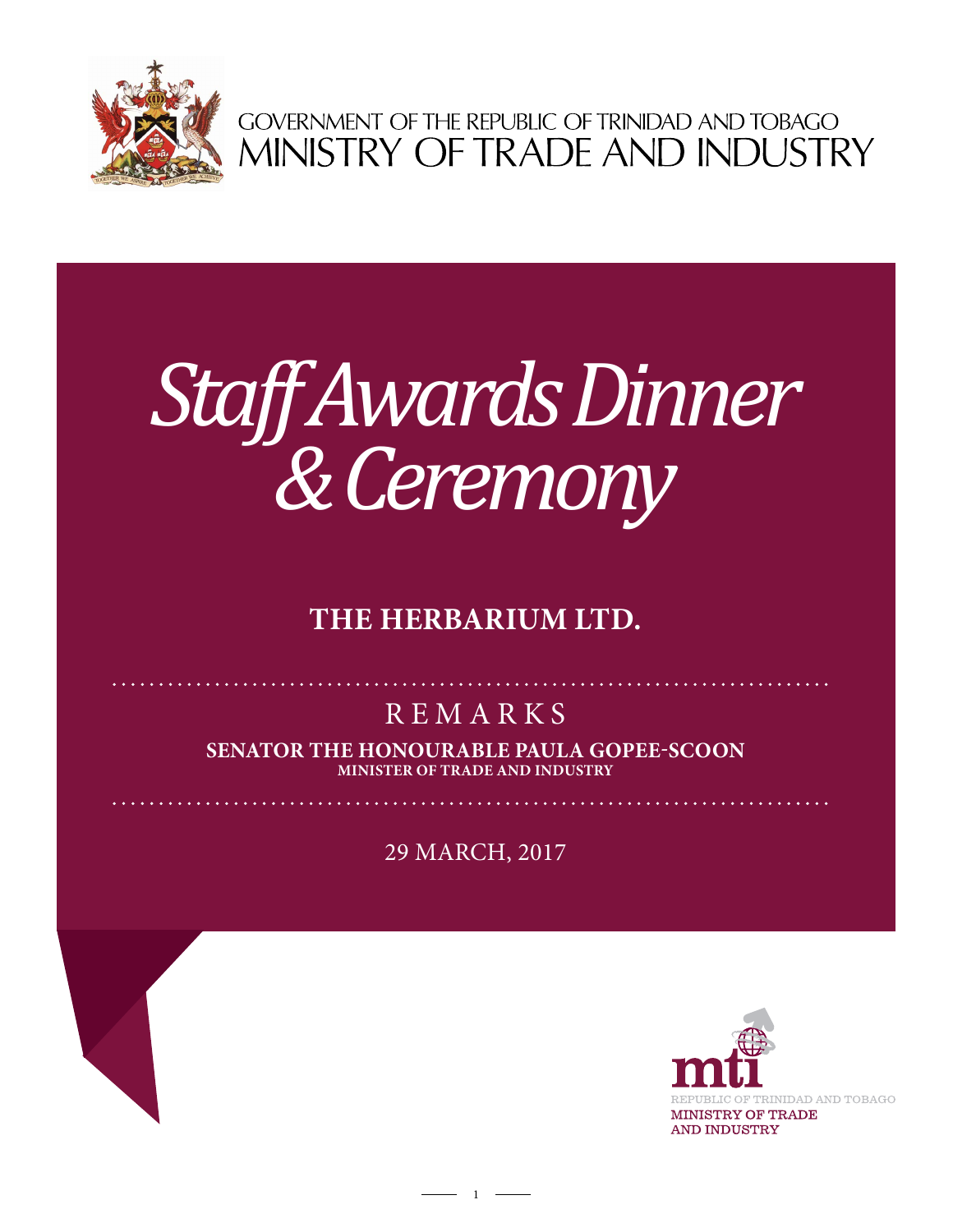GOVERNMENT OF THE REPUBLIC OF TRINIDAD AND TOBAGO
MINISTRY OF TRADE AND INDUSTRY

# *Staff Awards Dinner & Ceremony*

## THE HERBARIUM LTD.

REMARKS

**SENATOR THE HONOURABLE PAULA GOPEE-SCOON**
**MINISTER OF TRADE AND INDUSTRY**

29 MARCH, 2017

mti
REPUBLIC OF TRINIDAD AND TOBAGO
MINISTRY OF TRADE AND INDUSTRY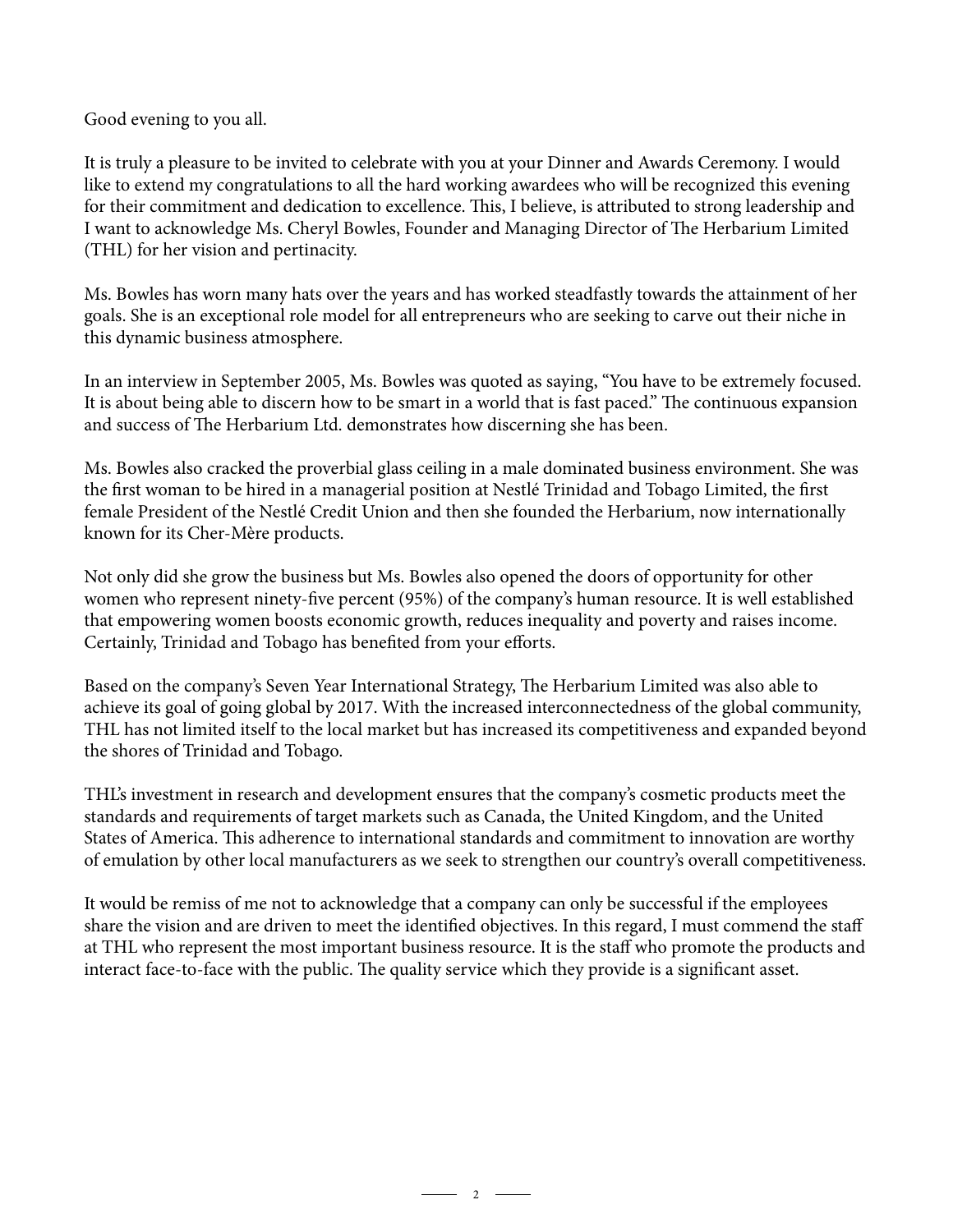Good evening to you all.

It is truly a pleasure to be invited to celebrate with you at your Dinner and Awards Ceremony. I would like to extend my congratulations to all the hard working awardees who will be recognized this evening for their commitment and dedication to excellence. This, I believe, is attributed to strong leadership and I want to acknowledge Ms. Cheryl Bowles, Founder and Managing Director of The Herbarium Limited (THL) for her vision and pertinacity.

Ms. Bowles has worn many hats over the years and has worked steadfastly towards the attainment of her goals. She is an exceptional role model for all entrepreneurs who are seeking to carve out their niche in this dynamic business atmosphere.

In an interview in September 2005, Ms. Bowles was quoted as saying, "You have to be extremely focused. It is about being able to discern how to be smart in a world that is fast paced." The continuous expansion and success of The Herbarium Ltd. demonstrates how discerning she has been.

Ms. Bowles also cracked the proverbial glass ceiling in a male dominated business environment. She was the first woman to be hired in a managerial position at Nestlé Trinidad and Tobago Limited, the first female President of the Nestlé Credit Union and then she founded the Herbarium, now internationally known for its Cher-Mère products.

Not only did she grow the business but Ms. Bowles also opened the doors of opportunity for other women who represent ninety-five percent (95%) of the company's human resource. It is well established that empowering women boosts economic growth, reduces inequality and poverty and raises income. Certainly, Trinidad and Tobago has benefited from your efforts.

Based on the company's Seven Year International Strategy, The Herbarium Limited was also able to achieve its goal of going global by 2017. With the increased interconnectedness of the global community, THL has not limited itself to the local market but has increased its competitiveness and expanded beyond the shores of Trinidad and Tobago.

THL's investment in research and development ensures that the company's cosmetic products meet the standards and requirements of target markets such as Canada, the United Kingdom, and the United States of America. This adherence to international standards and commitment to innovation are worthy of emulation by other local manufacturers as we seek to strengthen our country's overall competitiveness.

It would be remiss of me not to acknowledge that a company can only be successful if the employees share the vision and are driven to meet the identified objectives. In this regard, I must commend the staff at THL who represent the most important business resource. It is the staff who promote the products and interact face-to-face with the public. The quality service which they provide is a significant asset.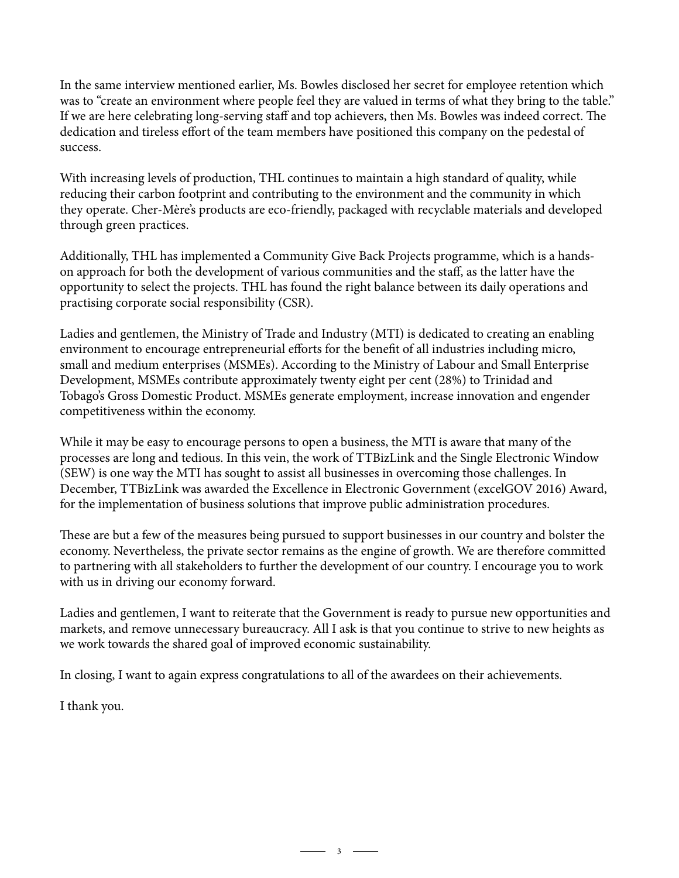In the same interview mentioned earlier, Ms. Bowles disclosed her secret for employee retention which was to "create an environment where people feel they are valued in terms of what they bring to the table." If we are here celebrating long-serving staff and top achievers, then Ms. Bowles was indeed correct. The dedication and tireless effort of the team members have positioned this company on the pedestal of success.

With increasing levels of production, THL continues to maintain a high standard of quality, while reducing their carbon footprint and contributing to the environment and the community in which they operate. Cher-Mère's products are eco-friendly, packaged with recyclable materials and developed through green practices.

Additionally, THL has implemented a Community Give Back Projects programme, which is a hands-on approach for both the development of various communities and the staff, as the latter have the opportunity to select the projects. THL has found the right balance between its daily operations and practising corporate social responsibility (CSR).

Ladies and gentlemen, the Ministry of Trade and Industry (MTI) is dedicated to creating an enabling environment to encourage entrepreneurial efforts for the benefit of all industries including micro, small and medium enterprises (MSMEs). According to the Ministry of Labour and Small Enterprise Development, MSMEs contribute approximately twenty eight per cent (28%) to Trinidad and Tobago's Gross Domestic Product. MSMEs generate employment, increase innovation and engender competitiveness within the economy.

While it may be easy to encourage persons to open a business, the MTI is aware that many of the processes are long and tedious. In this vein, the work of TTBizLink and the Single Electronic Window (SEW) is one way the MTI has sought to assist all businesses in overcoming those challenges. In December, TTBizLink was awarded the Excellence in Electronic Government (excelGOV 2016) Award, for the implementation of business solutions that improve public administration procedures.

These are but a few of the measures being pursued to support businesses in our country and bolster the economy. Nevertheless, the private sector remains as the engine of growth. We are therefore committed to partnering with all stakeholders to further the development of our country. I encourage you to work with us in driving our economy forward.

Ladies and gentlemen, I want to reiterate that the Government is ready to pursue new opportunities and markets, and remove unnecessary bureaucracy. All I ask is that you continue to strive to new heights as we work towards the shared goal of improved economic sustainability.

In closing, I want to again express congratulations to all of the awardees on their achievements.

I thank you.